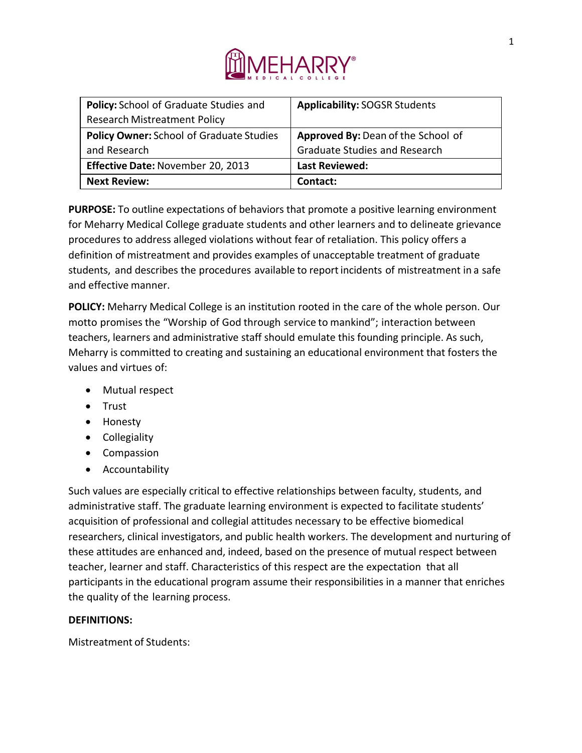| **Policy:** School of Graduate Studies and Research Mistreatment Policy | **Applicability:** SOGSR Students |
|---|---|
| **Policy Owner:** School of Graduate Studies and Research | **Approved By:** Dean of the School of Graduate Studies and Research |
| **Effective Date:** November 20, 2013 | **Last Reviewed:** |
| **Next Review:** | **Contact:** |

**PURPOSE:** To outline expectations of behaviors that promote a positive learning environment for Meharry Medical College graduate students and other learners and to delineate grievance procedures to address alleged violations without fear of retaliation. This policy offers a definition of mistreatment and provides examples of unacceptable treatment of graduate students, and describes the procedures available to report incidents of mistreatment in a safe and effective manner.

**POLICY:** Meharry Medical College is an institution rooted in the care of the whole person. Our motto promises the "Worship of God through service to mankind"; interaction between teachers, learners and administrative staff should emulate this founding principle. As such, Meharry is committed to creating and sustaining an educational environment that fosters the values and virtues of:

- Mutual respect
- Trust
- Honesty
- Collegiality
- Compassion
- Accountability

Such values are especially critical to effective relationships between faculty, students, and administrative staff. The graduate learning environment is expected to facilitate students' acquisition of professional and collegial attitudes necessary to be effective biomedical researchers, clinical investigators, and public health workers. The development and nurturing of these attitudes are enhanced and, indeed, based on the presence of mutual respect between teacher, learner and staff. Characteristics of this respect are the expectation that all participants in the educational program assume their responsibilities in a manner that enriches the quality of the learning process.

**DEFINITIONS:**

Mistreatment of Students: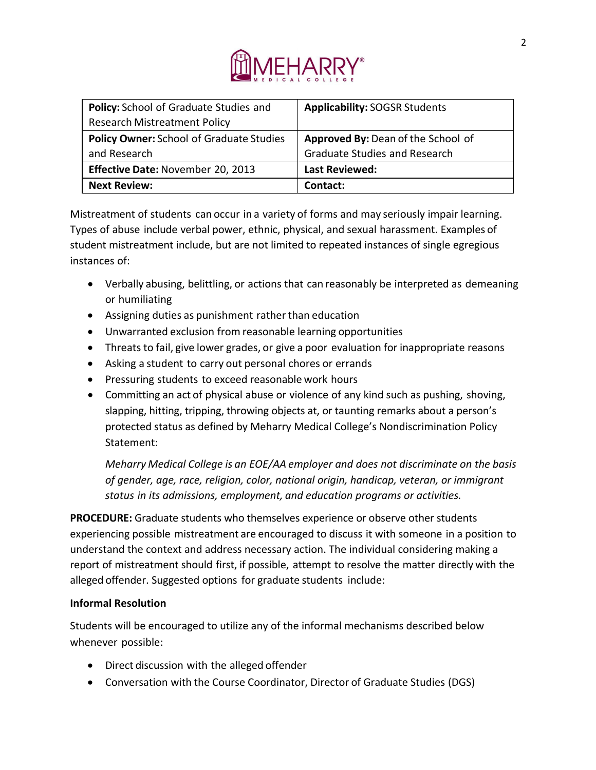| **Policy:** School of Graduate Studies and Research Mistreatment Policy | **Applicability:** SOGSR Students |
| --- | --- |
| **Policy Owner:** School of Graduate Studies and Research | **Approved By:** Dean of the School of Graduate Studies and Research |
| **Effective Date:** November 20, 2013 | **Last Reviewed:** |
| **Next Review:** | **Contact:** |

Mistreatment of students can occur in a variety of forms and may seriously impair learning. Types of abuse include verbal power, ethnic, physical, and sexual harassment. Examples of student mistreatment include, but are not limited to repeated instances of single egregious instances of:

- Verbally abusing, belittling, or actions that can reasonably be interpreted as demeaning or humiliating
- Assigning duties as punishment rather than education
- Unwarranted exclusion from reasonable learning opportunities
- Threats to fail, give lower grades, or give a poor evaluation for inappropriate reasons
- Asking a student to carry out personal chores or errands
- Pressuring students to exceed reasonable work hours
- Committing an act of physical abuse or violence of any kind such as pushing, shoving, slapping, hitting, tripping, throwing objects at, or taunting remarks about a person's protected status as defined by Meharry Medical College's Nondiscrimination Policy Statement:

  *Meharry Medical College is an EOE/AA employer and does not discriminate on the basis of gender, age, race, religion, color, national origin, handicap, veteran, or immigrant status in its admissions, employment, and education programs or activities.*

**PROCEDURE:** Graduate students who themselves experience or observe other students experiencing possible mistreatment are encouraged to discuss it with someone in a position to understand the context and address necessary action. The individual considering making a report of mistreatment should first, if possible, attempt to resolve the matter directly with the alleged offender. Suggested options for graduate students include:

**Informal Resolution**

Students will be encouraged to utilize any of the informal mechanisms described below whenever possible:

- Direct discussion with the alleged offender
- Conversation with the Course Coordinator, Director of Graduate Studies (DGS)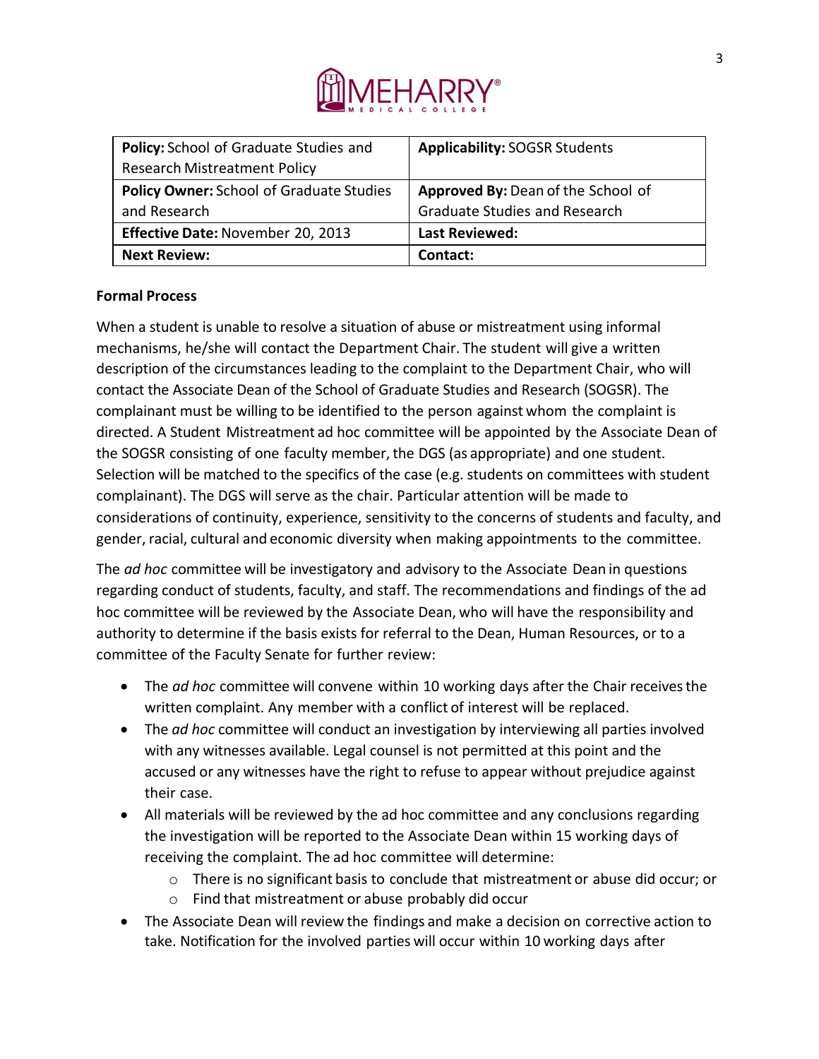| **Policy:** School of Graduate Studies and Research Mistreatment Policy | **Applicability:** SOGSR Students |
|---|---|
| **Policy Owner:** School of Graduate Studies and Research | **Approved By:** Dean of the School of Graduate Studies and Research |
| **Effective Date:** November 20, 2013 | **Last Reviewed:** |
| **Next Review:** | **Contact:** |

**Formal Process**

When a student is unable to resolve a situation of abuse or mistreatment using informal mechanisms, he/she will contact the Department Chair. The student will give a written description of the circumstances leading to the complaint to the Department Chair, who will contact the Associate Dean of the School of Graduate Studies and Research (SOGSR). The complainant must be willing to be identified to the person against whom the complaint is directed. A Student Mistreatment ad hoc committee will be appointed by the Associate Dean of the SOGSR consisting of one faculty member, the DGS (as appropriate) and one student. Selection will be matched to the specifics of the case (e.g. students on committees with student complainant). The DGS will serve as the chair. Particular attention will be made to considerations of continuity, experience, sensitivity to the concerns of students and faculty, and gender, racial, cultural and economic diversity when making appointments to the committee.

The *ad hoc* committee will be investigatory and advisory to the Associate Dean in questions regarding conduct of students, faculty, and staff. The recommendations and findings of the ad hoc committee will be reviewed by the Associate Dean, who will have the responsibility and authority to determine if the basis exists for referral to the Dean, Human Resources, or to a committee of the Faculty Senate for further review:

- The *ad hoc* committee will convene within 10 working days after the Chair receives the written complaint. Any member with a conflict of interest will be replaced.
- The *ad hoc* committee will conduct an investigation by interviewing all parties involved with any witnesses available. Legal counsel is not permitted at this point and the accused or any witnesses have the right to refuse to appear without prejudice against their case.
- All materials will be reviewed by the ad hoc committee and any conclusions regarding the investigation will be reported to the Associate Dean within 15 working days of receiving the complaint. The ad hoc committee will determine:
    - There is no significant basis to conclude that mistreatment or abuse did occur; or
    - Find that mistreatment or abuse probably did occur
- The Associate Dean will review the findings and make a decision on corrective action to take. Notification for the involved parties will occur within 10 working days after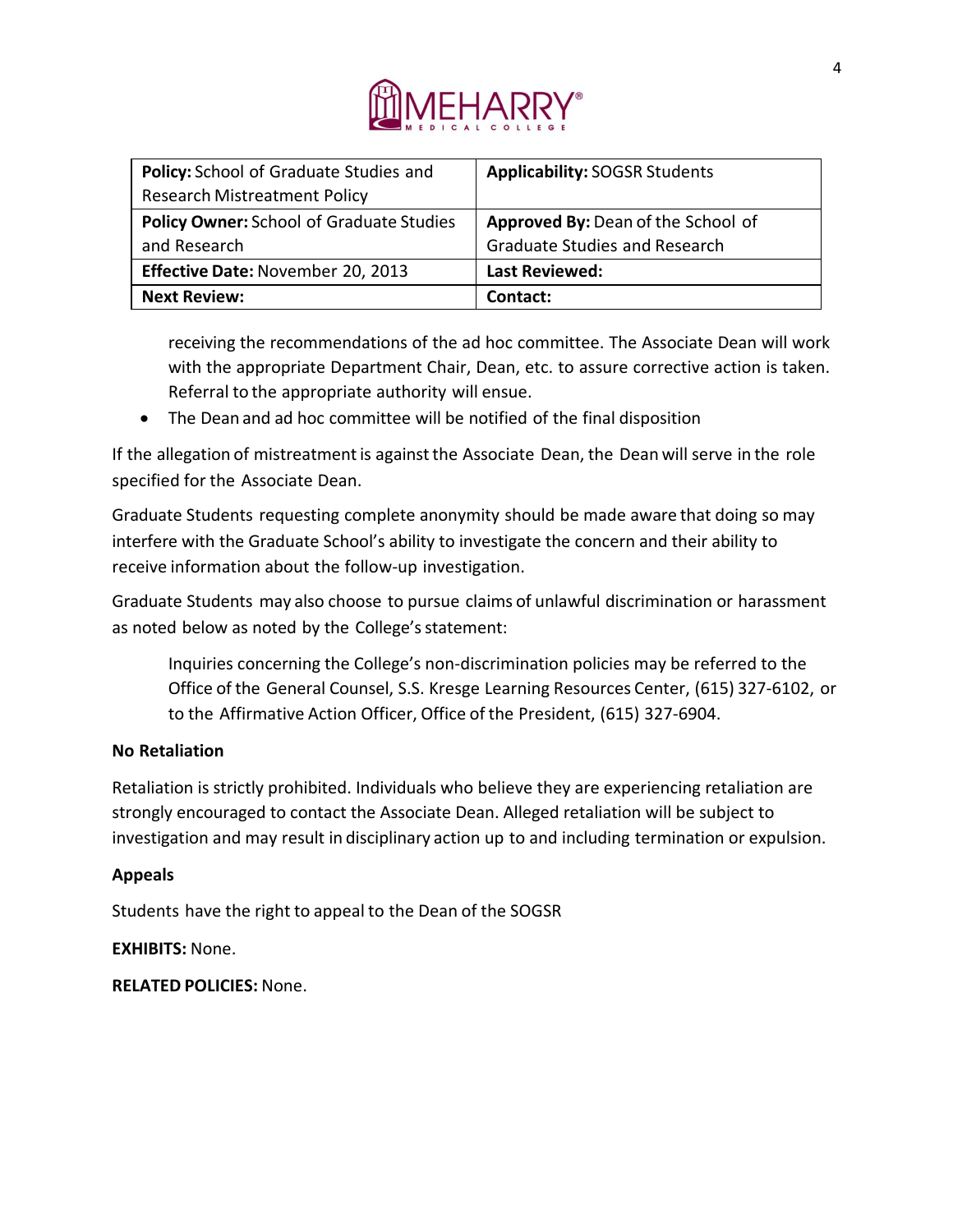| | |
|---|---|
| **Policy:** School of Graduate Studies and Research Mistreatment Policy | **Applicability:** SOGSR Students |
| **Policy Owner:** School of Graduate Studies and Research | **Approved By:** Dean of the School of Graduate Studies and Research |
| **Effective Date:** November 20, 2013 | **Last Reviewed:** |
| **Next Review:** | **Contact:** |

receiving the recommendations of the ad hoc committee. The Associate Dean will work with the appropriate Department Chair, Dean, etc. to assure corrective action is taken. Referral to the appropriate authority will ensue.

- The Dean and ad hoc committee will be notified of the final disposition

If the allegation of mistreatment is against the Associate Dean, the Dean will serve in the role specified for the Associate Dean.

Graduate Students requesting complete anonymity should be made aware that doing so may interfere with the Graduate School's ability to investigate the concern and their ability to receive information about the follow-up investigation.

Graduate Students may also choose to pursue claims of unlawful discrimination or harassment as noted below as noted by the College's statement:

> Inquiries concerning the College's non-discrimination policies may be referred to the Office of the General Counsel, S.S. Kresge Learning Resources Center, (615) 327-6102, or to the Affirmative Action Officer, Office of the President, (615) 327-6904.

**No Retaliation**

Retaliation is strictly prohibited. Individuals who believe they are experiencing retaliation are strongly encouraged to contact the Associate Dean. Alleged retaliation will be subject to investigation and may result in disciplinary action up to and including termination or expulsion.

**Appeals**

Students have the right to appeal to the Dean of the SOGSR

**EXHIBITS:** None.

**RELATED POLICIES:** None.